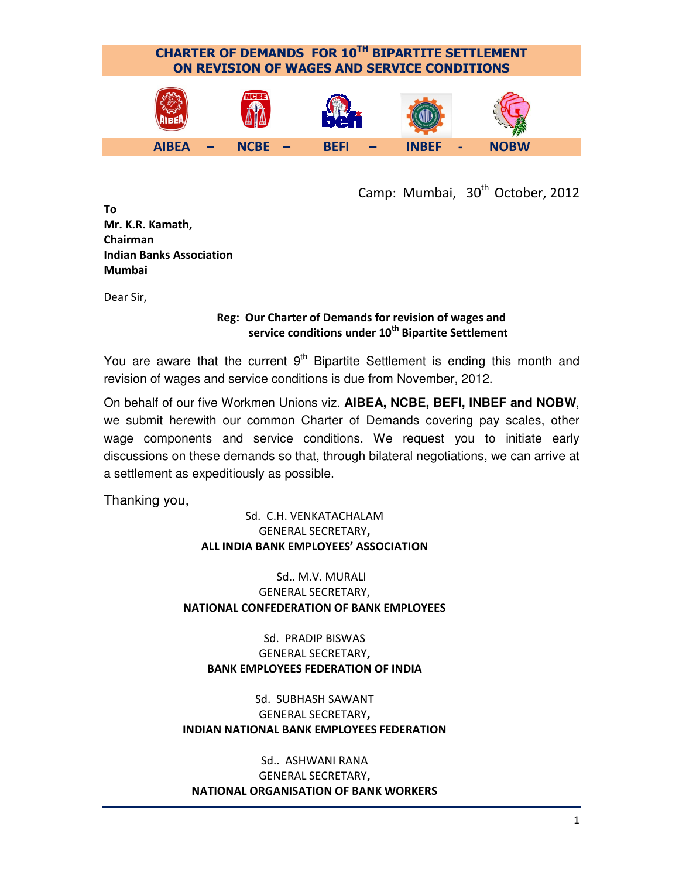# CHARTER OF DEMANDS FOR 10TH BIPARTITE SETTLEMENT ON REVISION OF WAGES AND SERVICE CONDITIONS

**AIBEA – NCBE – BEFI – INBEF - NOBW**

Camp: Mumbai, 30th October, 2012

**To**
**Mr. K.R. Kamath,**
**Chairman**
**Indian Banks Association**
**Mumbai**

Dear Sir,

**Reg: Our Charter of Demands for revision of wages and service conditions under 10th Bipartite Settlement**

You are aware that the current 9th Bipartite Settlement is ending this month and revision of wages and service conditions is due from November, 2012.

On behalf of our five Workmen Unions viz. **AIBEA, NCBE, BEFI, INBEF and NOBW**, we submit herewith our common Charter of Demands covering pay scales, other wage components and service conditions. We request you to initiate early discussions on these demands so that, through bilateral negotiations, we can arrive at a settlement as expeditiously as possible.

Thanking you,

Sd. C.H. VENKATACHALAM
GENERAL SECRETARY,
**ALL INDIA BANK EMPLOYEES' ASSOCIATION**

Sd.. M.V. MURALI
GENERAL SECRETARY,
**NATIONAL CONFEDERATION OF BANK EMPLOYEES**

Sd. PRADIP BISWAS
GENERAL SECRETARY,
**BANK EMPLOYEES FEDERATION OF INDIA**

Sd. SUBHASH SAWANT
GENERAL SECRETARY,
**INDIAN NATIONAL BANK EMPLOYEES FEDERATION**

Sd.. ASHWANI RANA
GENERAL SECRETARY,
**NATIONAL ORGANISATION OF BANK WORKERS**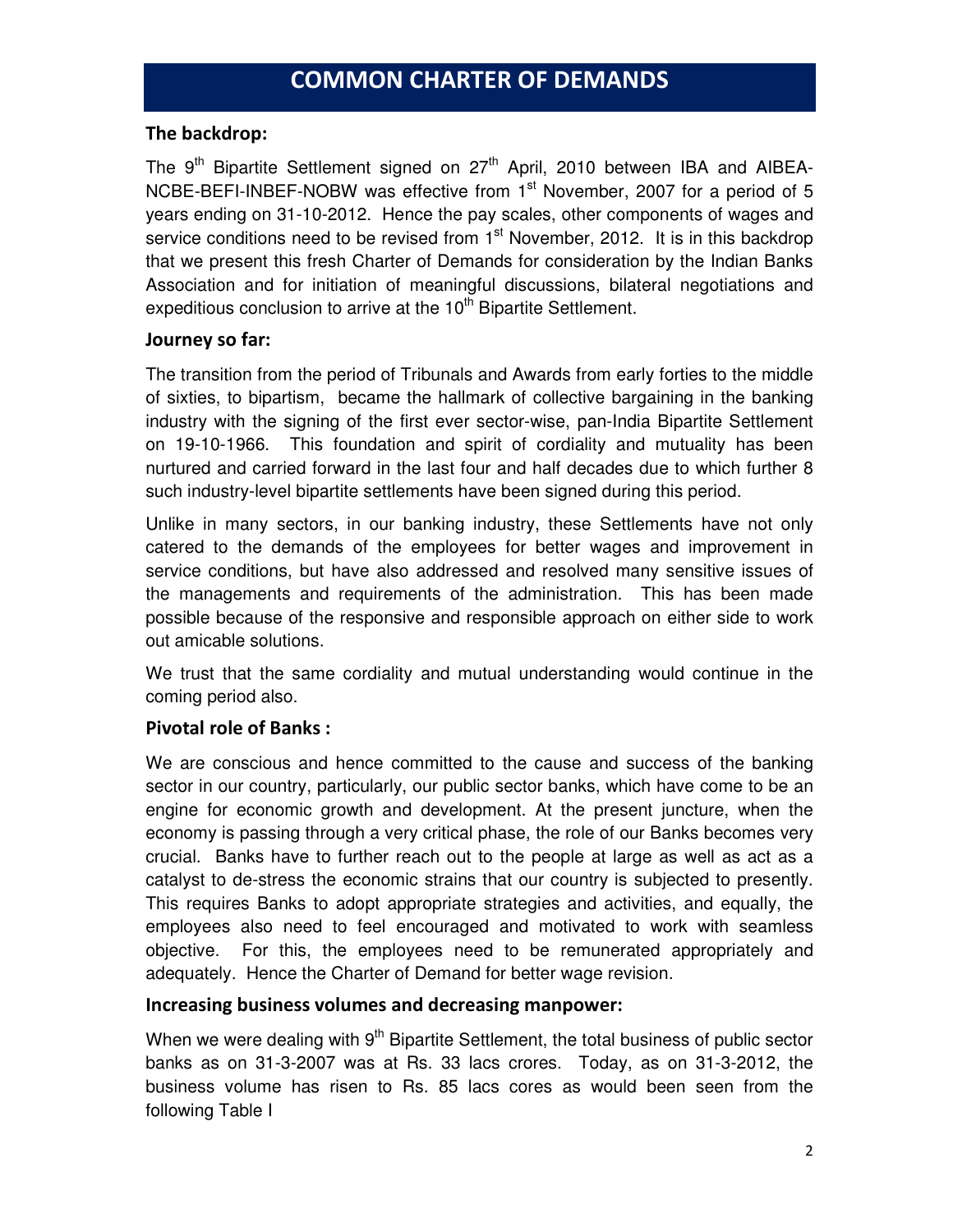# COMMON CHARTER OF DEMANDS

## The backdrop:

The 9th Bipartite Settlement signed on 27th April, 2010 between IBA and AIBEA-NCBE-BEFI-INBEF-NOBW was effective from 1st November, 2007 for a period of 5 years ending on 31-10-2012. Hence the pay scales, other components of wages and service conditions need to be revised from 1st November, 2012. It is in this backdrop that we present this fresh Charter of Demands for consideration by the Indian Banks Association and for initiation of meaningful discussions, bilateral negotiations and expeditious conclusion to arrive at the 10th Bipartite Settlement.

## Journey so far:

The transition from the period of Tribunals and Awards from early forties to the middle of sixties, to bipartism, became the hallmark of collective bargaining in the banking industry with the signing of the first ever sector-wise, pan-India Bipartite Settlement on 19-10-1966. This foundation and spirit of cordiality and mutuality has been nurtured and carried forward in the last four and half decades due to which further 8 such industry-level bipartite settlements have been signed during this period.

Unlike in many sectors, in our banking industry, these Settlements have not only catered to the demands of the employees for better wages and improvement in service conditions, but have also addressed and resolved many sensitive issues of the managements and requirements of the administration. This has been made possible because of the responsive and responsible approach on either side to work out amicable solutions.

We trust that the same cordiality and mutual understanding would continue in the coming period also.

## Pivotal role of Banks :

We are conscious and hence committed to the cause and success of the banking sector in our country, particularly, our public sector banks, which have come to be an engine for economic growth and development. At the present juncture, when the economy is passing through a very critical phase, the role of our Banks becomes very crucial. Banks have to further reach out to the people at large as well as act as a catalyst to de-stress the economic strains that our country is subjected to presently. This requires Banks to adopt appropriate strategies and activities, and equally, the employees also need to feel encouraged and motivated to work with seamless objective. For this, the employees need to be remunerated appropriately and adequately. Hence the Charter of Demand for better wage revision.

## Increasing business volumes and decreasing manpower:

When we were dealing with 9th Bipartite Settlement, the total business of public sector banks as on 31-3-2007 was at Rs. 33 lacs crores. Today, as on 31-3-2012, the business volume has risen to Rs. 85 lacs cores as would been seen from the following Table I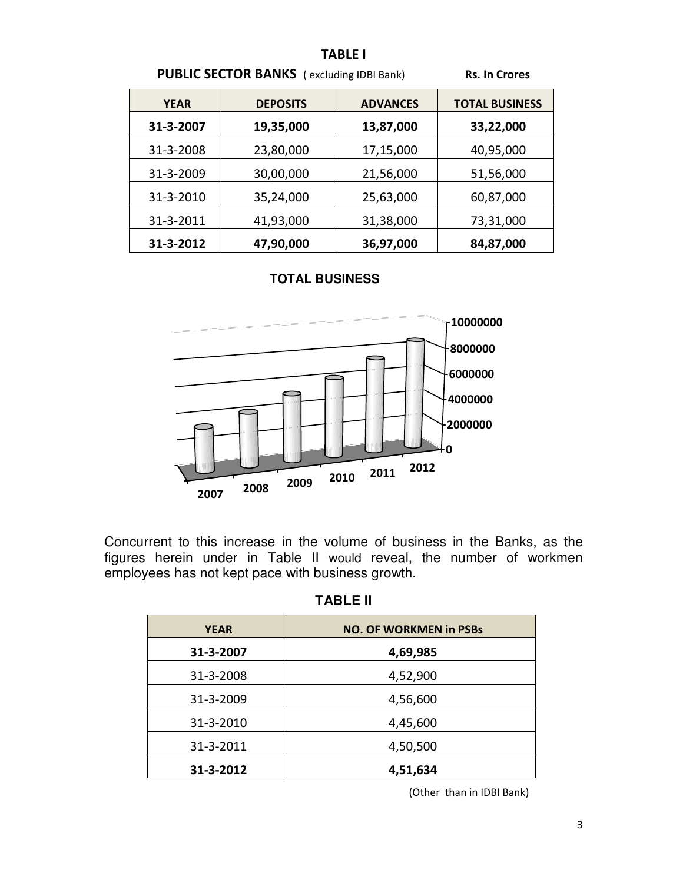## TABLE I

**PUBLIC SECTOR BANKS** ( excluding IDBI Bank) **Rs. In Crores**

| YEAR | DEPOSITS | ADVANCES | TOTAL BUSINESS |
|---|---|---|---|
| **31-3-2007** | **19,35,000** | **13,87,000** | **33,22,000** |
| 31-3-2008 | 23,80,000 | 17,15,000 | 40,95,000 |
| 31-3-2009 | 30,00,000 | 21,56,000 | 51,56,000 |
| 31-3-2010 | 35,24,000 | 25,63,000 | 60,87,000 |
| 31-3-2011 | 41,93,000 | 31,38,000 | 73,31,000 |
| **31-3-2012** | **47,90,000** | **36,97,000** | **84,87,000** |

**TOTAL BUSINESS**

Concurrent to this increase in the volume of business in the Banks, as the figures herein under in Table II would reveal, the number of workmen employees has not kept pace with business growth.

## TABLE II

| YEAR | NO. OF WORKMEN in PSBs |
|---|---|
| **31-3-2007** | **4,69,985** |
| 31-3-2008 | 4,52,900 |
| 31-3-2009 | 4,56,600 |
| 31-3-2010 | 4,45,600 |
| 31-3-2011 | 4,50,500 |
| **31-3-2012** | **4,51,634** |

(Other than in IDBI Bank)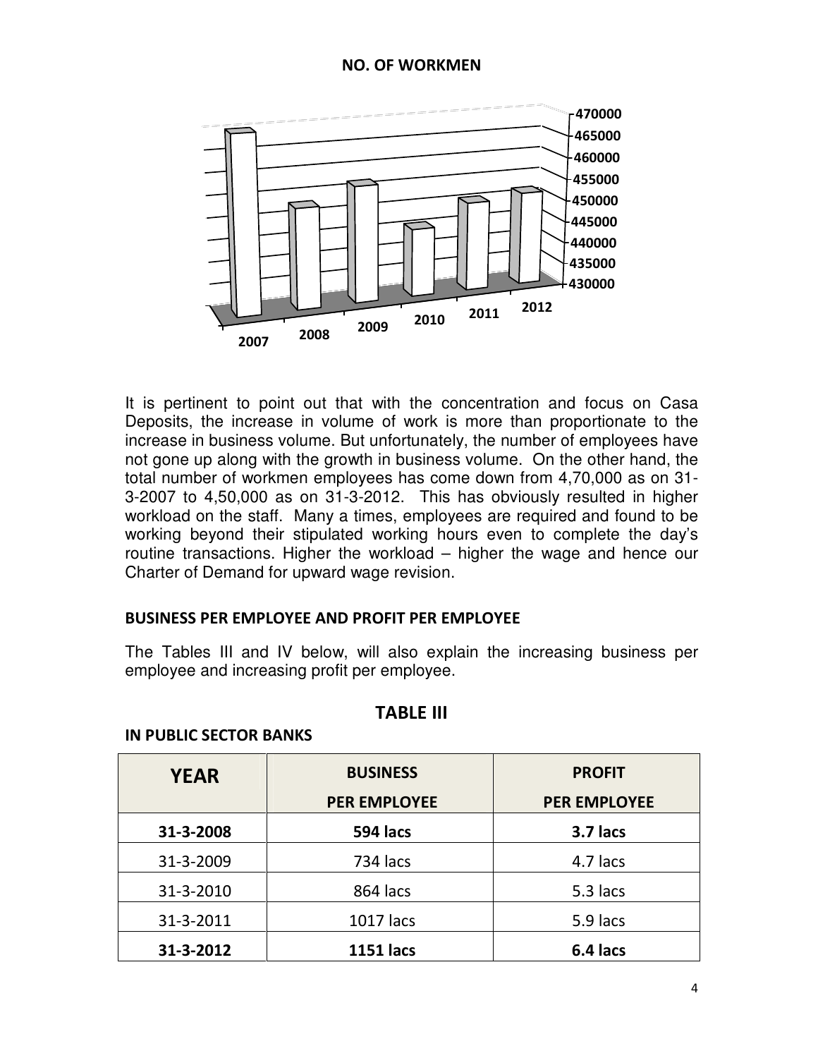**NO. OF WORKMEN**

It is pertinent to point out that with the concentration and focus on Casa Deposits, the increase in volume of work is more than proportionate to the increase in business volume. But unfortunately, the number of employees have not gone up along with the growth in business volume. On the other hand, the total number of workmen employees has come down from 4,70,000 as on 31-3-2007 to 4,50,000 as on 31-3-2012. This has obviously resulted in higher workload on the staff. Many a times, employees are required and found to be working beyond their stipulated working hours even to complete the day's routine transactions. Higher the workload – higher the wage and hence our Charter of Demand for upward wage revision.

## BUSINESS PER EMPLOYEE AND PROFIT PER EMPLOYEE

The Tables III and IV below, will also explain the increasing business per employee and increasing profit per employee.

## TABLE III

**IN PUBLIC SECTOR BANKS**

| YEAR | BUSINESS PER EMPLOYEE | PROFIT PER EMPLOYEE |
|---|---|---|
| **31-3-2008** | **594 lacs** | **3.7 lacs** |
| 31-3-2009 | 734 lacs | 4.7 lacs |
| 31-3-2010 | 864 lacs | 5.3 lacs |
| 31-3-2011 | 1017 lacs | 5.9 lacs |
| **31-3-2012** | **1151 lacs** | **6.4 lacs** |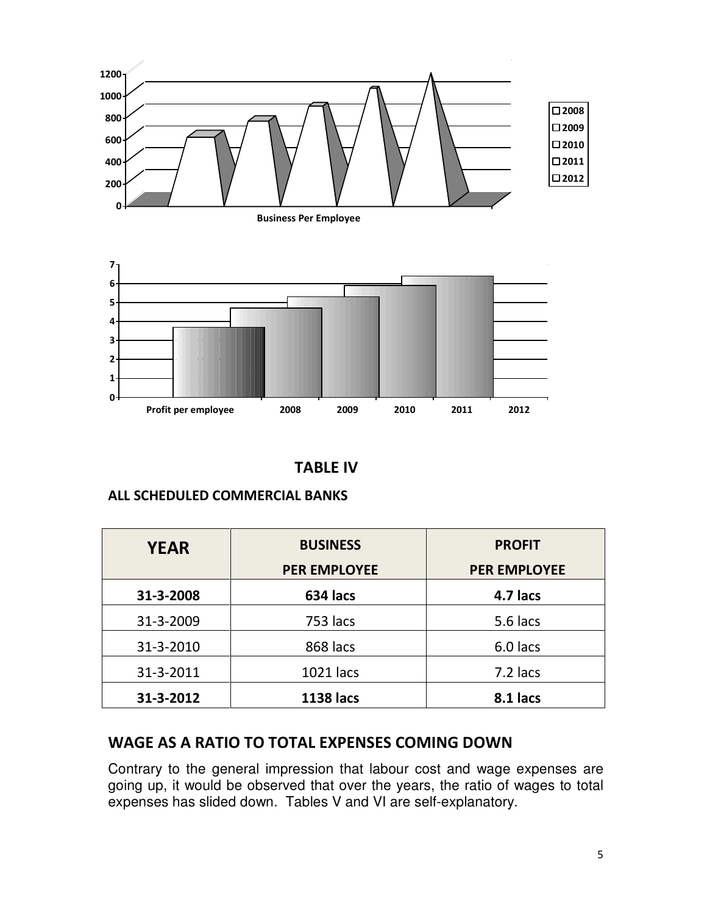## TABLE IV

**ALL SCHEDULED COMMERCIAL BANKS**

| YEAR | BUSINESS PER EMPLOYEE | PROFIT PER EMPLOYEE |
|---|---|---|
| **31-3-2008** | **634 lacs** | **4.7 lacs** |
| 31-3-2009 | 753 lacs | 5.6 lacs |
| 31-3-2010 | 868 lacs | 6.0 lacs |
| 31-3-2011 | 1021 lacs | 7.2 lacs |
| **31-3-2012** | **1138 lacs** | **8.1 lacs** |

## WAGE AS A RATIO TO TOTAL EXPENSES COMING DOWN

Contrary to the general impression that labour cost and wage expenses are going up, it would be observed that over the years, the ratio of wages to total expenses has slided down. Tables V and VI are self-explanatory.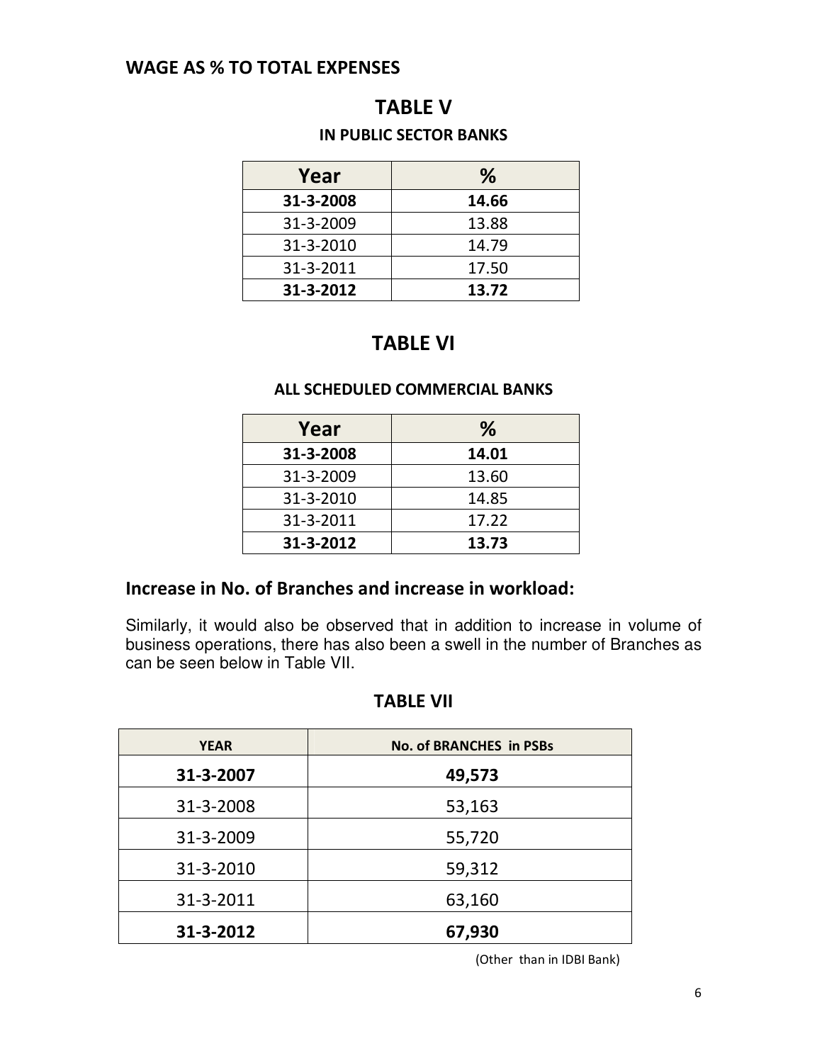## WAGE AS % TO TOTAL EXPENSES

### TABLE V

**IN PUBLIC SECTOR BANKS**

| Year | % |
|---|---|
| **31-3-2008** | **14.66** |
| 31-3-2009 | 13.88 |
| 31-3-2010 | 14.79 |
| 31-3-2011 | 17.50 |
| **31-3-2012** | **13.72** |

### TABLE VI

**ALL SCHEDULED COMMERCIAL BANKS**

| Year | % |
|---|---|
| **31-3-2008** | **14.01** |
| 31-3-2009 | 13.60 |
| 31-3-2010 | 14.85 |
| 31-3-2011 | 17.22 |
| **31-3-2012** | **13.73** |

## Increase in No. of Branches and increase in workload:

Similarly, it would also be observed that in addition to increase in volume of business operations, there has also been a swell in the number of Branches as can be seen below in Table VII.

### TABLE VII

| YEAR | No. of BRANCHES in PSBs |
|---|---|
| **31-3-2007** | **49,573** |
| 31-3-2008 | 53,163 |
| 31-3-2009 | 55,720 |
| 31-3-2010 | 59,312 |
| 31-3-2011 | 63,160 |
| **31-3-2012** | **67,930** |

(Other than in IDBI Bank)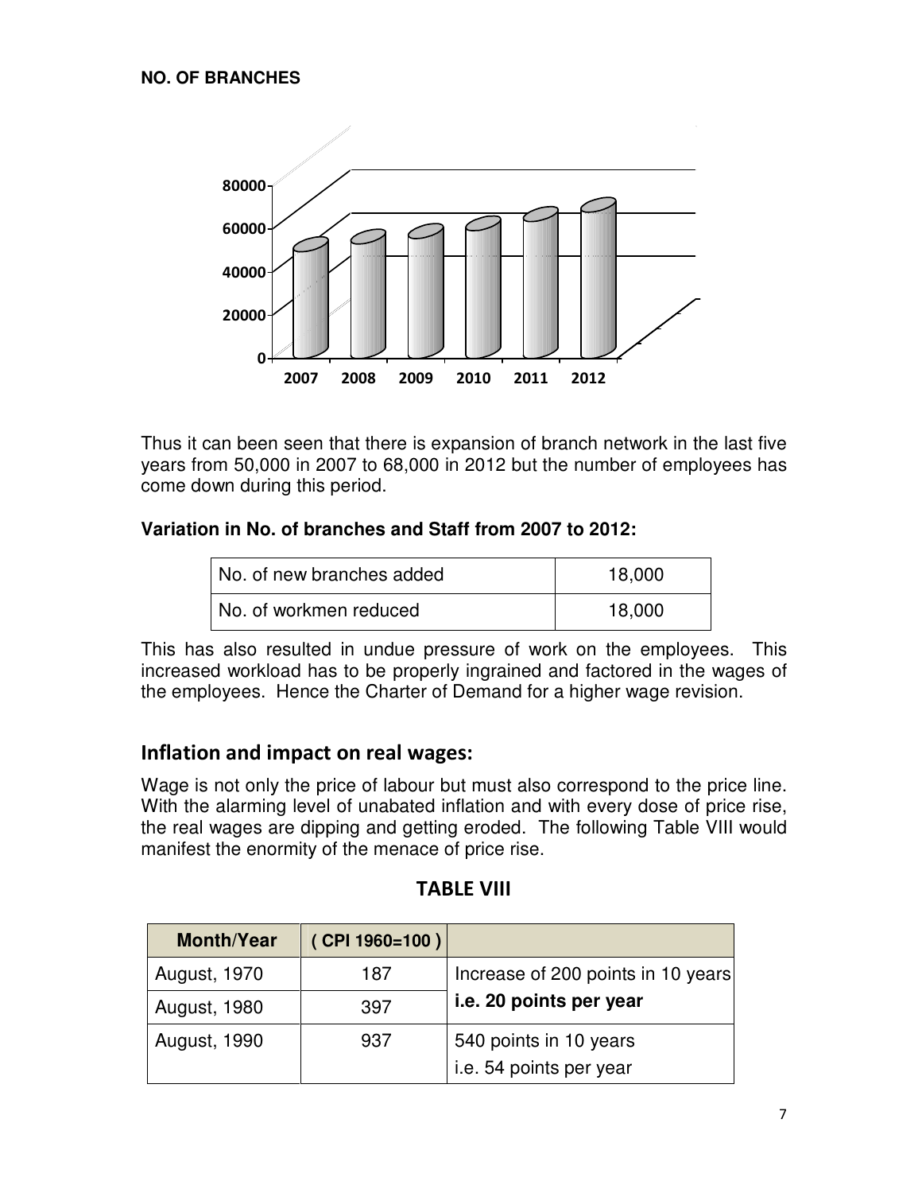**NO. OF BRANCHES**

Thus it can been seen that there is expansion of branch network in the last five years from 50,000 in 2007 to 68,000 in 2012 but the number of employees has come down during this period.

**Variation in No. of branches and Staff from 2007 to 2012:**

| | |
|---|---|
| No. of new branches added | 18,000 |
| No. of workmen reduced | 18,000 |

This has also resulted in undue pressure of work on the employees. This increased workload has to be properly ingrained and factored in the wages of the employees. Hence the Charter of Demand for a higher wage revision.

## Inflation and impact on real wages:

Wage is not only the price of labour but must also correspond to the price line. With the alarming level of unabated inflation and with every dose of price rise, the real wages are dipping and getting eroded. The following Table VIII would manifest the enormity of the menace of price rise.

**TABLE VIII**

| Month/Year | ( CPI 1960=100 ) | |
|---|---|---|
| August, 1970 | 187 | Increase of 200 points in 10 years **i.e. 20 points per year** |
| August, 1980 | 397 | |
| August, 1990 | 937 | 540 points in 10 years i.e. 54 points per year |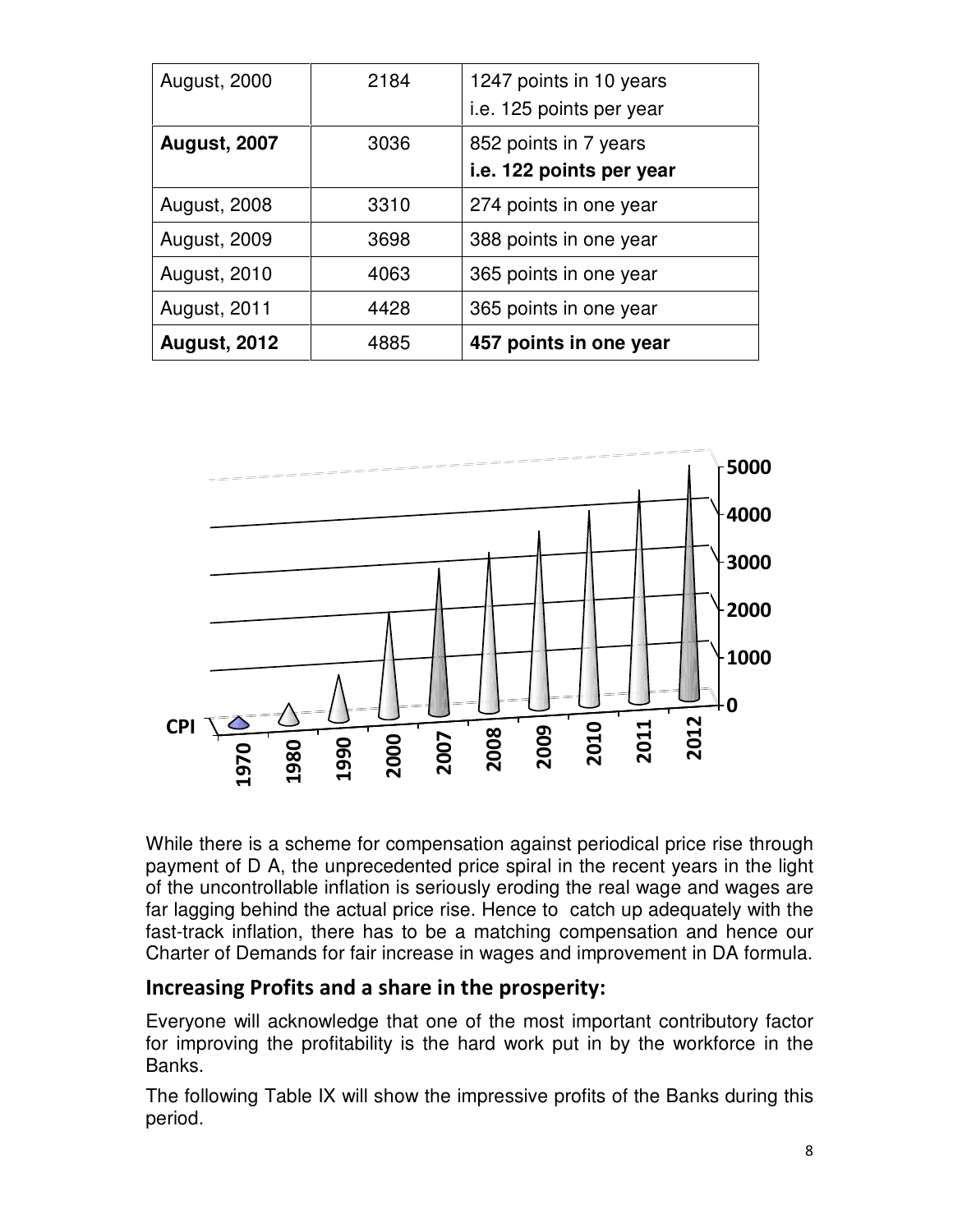| August, 2000 | 2184 | 1247 points in 10 years i.e. 125 points per year |
|---|---|---|
| **August, 2007** | 3036 | 852 points in 7 years **i.e. 122 points per year** |
| August, 2008 | 3310 | 274 points in one year |
| August, 2009 | 3698 | 388 points in one year |
| August, 2010 | 4063 | 365 points in one year |
| August, 2011 | 4428 | 365 points in one year |
| **August, 2012** | 4885 | **457 points in one year** |

While there is a scheme for compensation against periodical price rise through payment of D A, the unprecedented price spiral in the recent years in the light of the uncontrollable inflation is seriously eroding the real wage and wages are far lagging behind the actual price rise. Hence to catch up adequately with the fast-track inflation, there has to be a matching compensation and hence our Charter of Demands for fair increase in wages and improvement in DA formula.

## Increasing Profits and a share in the prosperity:

Everyone will acknowledge that one of the most important contributory factor for improving the profitability is the hard work put in by the workforce in the Banks.

The following Table IX will show the impressive profits of the Banks during this period.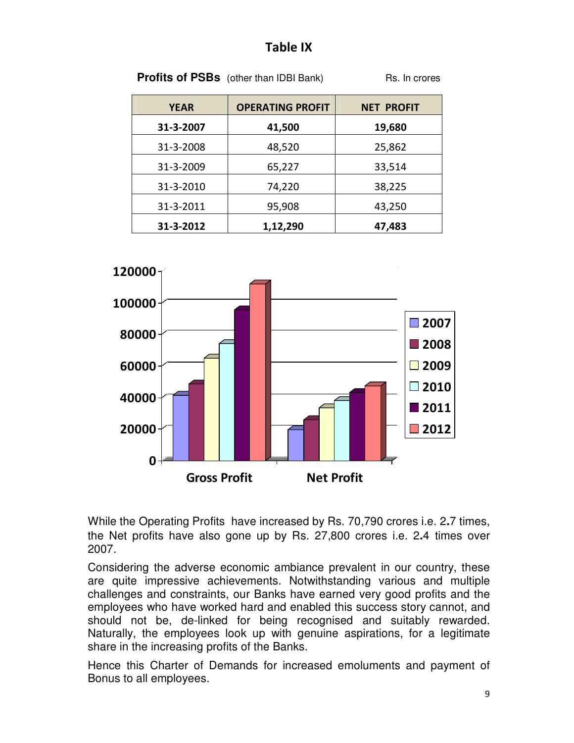## Table IX

**Profits of PSBs** (other than IDBI Bank) Rs. In crores

| YEAR | OPERATING PROFIT | NET PROFIT |
|---|---|---|
| **31-3-2007** | **41,500** | **19,680** |
| 31-3-2008 | 48,520 | 25,862 |
| 31-3-2009 | 65,227 | 33,514 |
| 31-3-2010 | 74,220 | 38,225 |
| 31-3-2011 | 95,908 | 43,250 |
| **31-3-2012** | **1,12,290** | **47,483** |

While the Operating Profits have increased by Rs. 70,790 crores i.e. 2**.**7 times, the Net profits have also gone up by Rs. 27,800 crores i.e. 2**.**4 times over 2007.

Considering the adverse economic ambiance prevalent in our country, these are quite impressive achievements. Notwithstanding various and multiple challenges and constraints, our Banks have earned very good profits and the employees who have worked hard and enabled this success story cannot, and should not be, de-linked for being recognised and suitably rewarded. Naturally, the employees look up with genuine aspirations, for a legitimate share in the increasing profits of the Banks.

Hence this Charter of Demands for increased emoluments and payment of Bonus to all employees.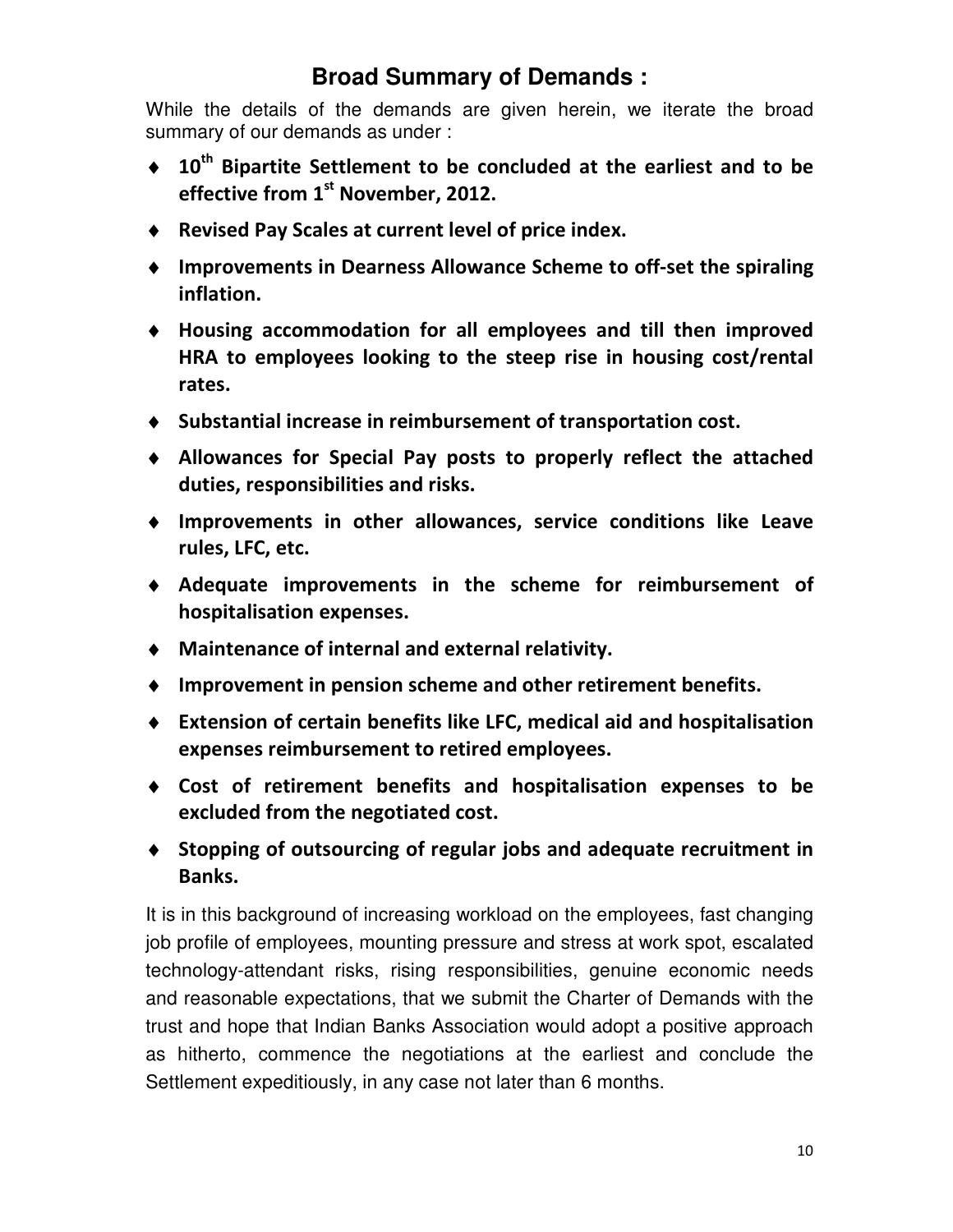## Broad Summary of Demands :

While the details of the demands are given herein, we iterate the broad summary of our demands as under :

- **10th Bipartite Settlement to be concluded at the earliest and to be effective from 1st November, 2012.**
- **Revised Pay Scales at current level of price index.**
- **Improvements in Dearness Allowance Scheme to off-set the spiraling inflation.**
- **Housing accommodation for all employees and till then improved HRA to employees looking to the steep rise in housing cost/rental rates.**
- **Substantial increase in reimbursement of transportation cost.**
- **Allowances for Special Pay posts to properly reflect the attached duties, responsibilities and risks.**
- **Improvements in other allowances, service conditions like Leave rules, LFC, etc.**
- **Adequate improvements in the scheme for reimbursement of hospitalisation expenses.**
- **Maintenance of internal and external relativity.**
- **Improvement in pension scheme and other retirement benefits.**
- **Extension of certain benefits like LFC, medical aid and hospitalisation expenses reimbursement to retired employees.**
- **Cost of retirement benefits and hospitalisation expenses to be excluded from the negotiated cost.**
- **Stopping of outsourcing of regular jobs and adequate recruitment in Banks.**

It is in this background of increasing workload on the employees, fast changing job profile of employees, mounting pressure and stress at work spot, escalated technology-attendant risks, rising responsibilities, genuine economic needs and reasonable expectations, that we submit the Charter of Demands with the trust and hope that Indian Banks Association would adopt a positive approach as hitherto, commence the negotiations at the earliest and conclude the Settlement expeditiously, in any case not later than 6 months.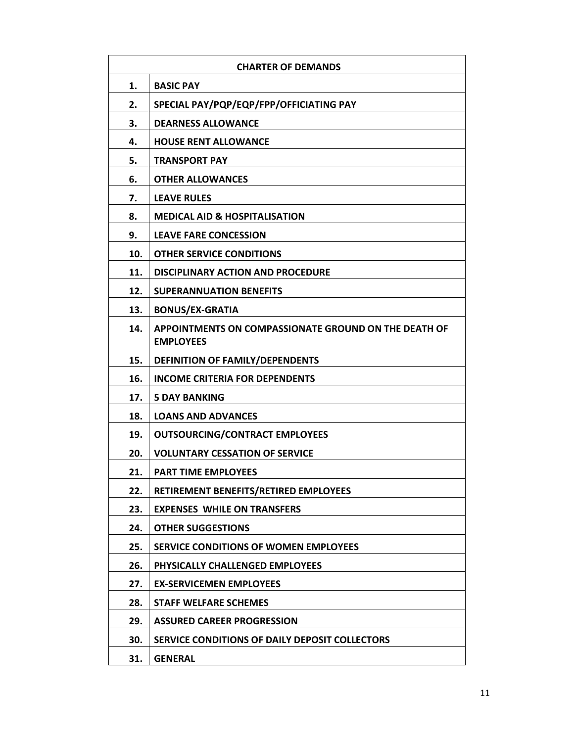| CHARTER OF DEMANDS | |
|---|---|
| **1.** | **BASIC PAY** |
| **2.** | **SPECIAL PAY/PQP/EQP/FPP/OFFICIATING PAY** |
| **3.** | **DEARNESS ALLOWANCE** |
| **4.** | **HOUSE RENT ALLOWANCE** |
| **5.** | **TRANSPORT PAY** |
| **6.** | **OTHER ALLOWANCES** |
| **7.** | **LEAVE RULES** |
| **8.** | **MEDICAL AID & HOSPITALISATION** |
| **9.** | **LEAVE FARE CONCESSION** |
| **10.** | **OTHER SERVICE CONDITIONS** |
| **11.** | **DISCIPLINARY ACTION AND PROCEDURE** |
| **12.** | **SUPERANNUATION BENEFITS** |
| **13.** | **BONUS/EX-GRATIA** |
| **14.** | **APPOINTMENTS ON COMPASSIONATE GROUND ON THE DEATH OF EMPLOYEES** |
| **15.** | **DEFINITION OF FAMILY/DEPENDENTS** |
| **16.** | **INCOME CRITERIA FOR DEPENDENTS** |
| **17.** | **5 DAY BANKING** |
| **18.** | **LOANS AND ADVANCES** |
| **19.** | **OUTSOURCING/CONTRACT EMPLOYEES** |
| **20.** | **VOLUNTARY CESSATION OF SERVICE** |
| **21.** | **PART TIME EMPLOYEES** |
| **22.** | **RETIREMENT BENEFITS/RETIRED EMPLOYEES** |
| **23.** | **EXPENSES WHILE ON TRANSFERS** |
| **24.** | **OTHER SUGGESTIONS** |
| **25.** | **SERVICE CONDITIONS OF WOMEN EMPLOYEES** |
| **26.** | **PHYSICALLY CHALLENGED EMPLOYEES** |
| **27.** | **EX-SERVICEMEN EMPLOYEES** |
| **28.** | **STAFF WELFARE SCHEMES** |
| **29.** | **ASSURED CAREER PROGRESSION** |
| **30.** | **SERVICE CONDITIONS OF DAILY DEPOSIT COLLECTORS** |
| **31.** | **GENERAL** |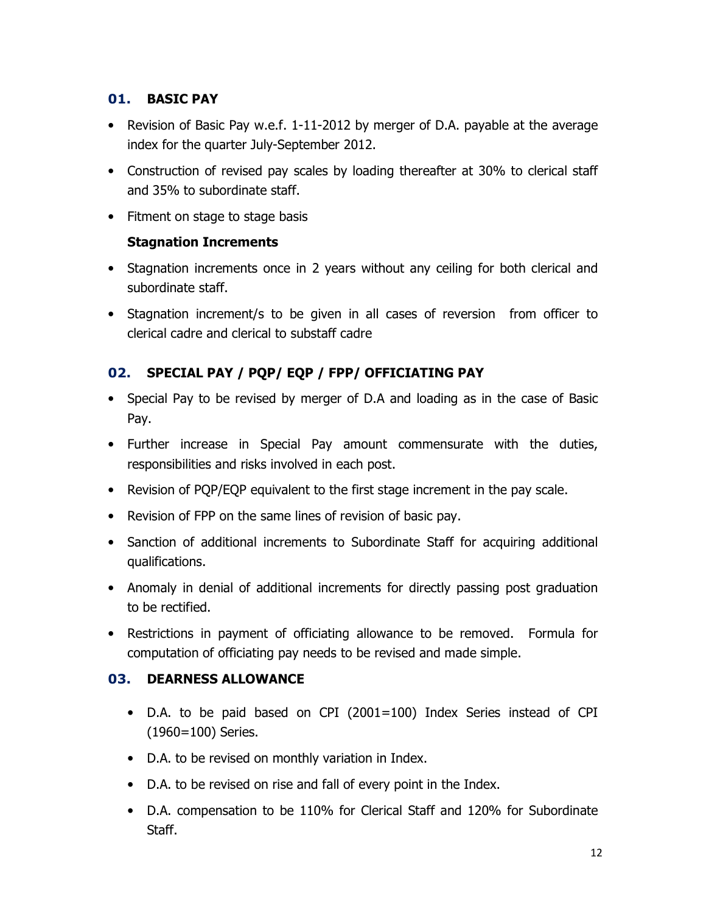## 01. BASIC PAY

- Revision of Basic Pay w.e.f. 1-11-2012 by merger of D.A. payable at the average index for the quarter July-September 2012.
- Construction of revised pay scales by loading thereafter at 30% to clerical staff and 35% to subordinate staff.
- Fitment on stage to stage basis

**Stagnation Increments**

- Stagnation increments once in 2 years without any ceiling for both clerical and subordinate staff.
- Stagnation increment/s to be given in all cases of reversion from officer to clerical cadre and clerical to substaff cadre

## 02. SPECIAL PAY / PQP/ EQP / FPP/ OFFICIATING PAY

- Special Pay to be revised by merger of D.A and loading as in the case of Basic Pay.
- Further increase in Special Pay amount commensurate with the duties, responsibilities and risks involved in each post.
- Revision of PQP/EQP equivalent to the first stage increment in the pay scale.
- Revision of FPP on the same lines of revision of basic pay.
- Sanction of additional increments to Subordinate Staff for acquiring additional qualifications.
- Anomaly in denial of additional increments for directly passing post graduation to be rectified.
- Restrictions in payment of officiating allowance to be removed. Formula for computation of officiating pay needs to be revised and made simple.

## 03. DEARNESS ALLOWANCE

- D.A. to be paid based on CPI (2001=100) Index Series instead of CPI (1960=100) Series.
- D.A. to be revised on monthly variation in Index.
- D.A. to be revised on rise and fall of every point in the Index.
- D.A. compensation to be 110% for Clerical Staff and 120% for Subordinate Staff.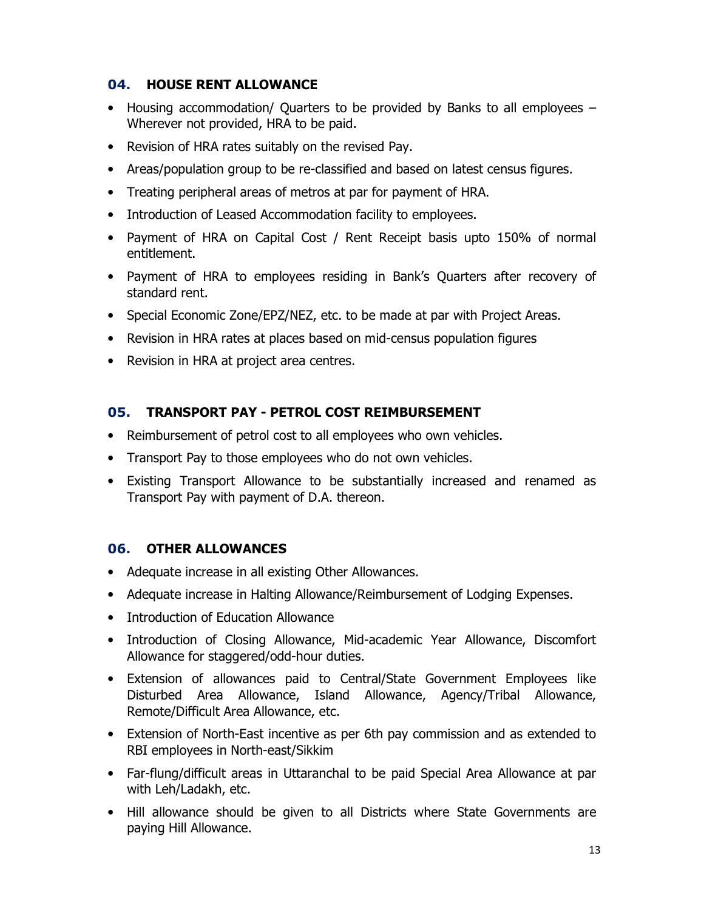## 04. HOUSE RENT ALLOWANCE

- Housing accommodation/ Quarters to be provided by Banks to all employees – Wherever not provided, HRA to be paid.
- Revision of HRA rates suitably on the revised Pay.
- Areas/population group to be re-classified and based on latest census figures.
- Treating peripheral areas of metros at par for payment of HRA.
- Introduction of Leased Accommodation facility to employees.
- Payment of HRA on Capital Cost / Rent Receipt basis upto 150% of normal entitlement.
- Payment of HRA to employees residing in Bank's Quarters after recovery of standard rent.
- Special Economic Zone/EPZ/NEZ, etc. to be made at par with Project Areas.
- Revision in HRA rates at places based on mid-census population figures
- Revision in HRA at project area centres.

## 05. TRANSPORT PAY - PETROL COST REIMBURSEMENT

- Reimbursement of petrol cost to all employees who own vehicles.
- Transport Pay to those employees who do not own vehicles.
- Existing Transport Allowance to be substantially increased and renamed as Transport Pay with payment of D.A. thereon.

## 06. OTHER ALLOWANCES

- Adequate increase in all existing Other Allowances.
- Adequate increase in Halting Allowance/Reimbursement of Lodging Expenses.
- Introduction of Education Allowance
- Introduction of Closing Allowance, Mid-academic Year Allowance, Discomfort Allowance for staggered/odd-hour duties.
- Extension of allowances paid to Central/State Government Employees like Disturbed Area Allowance, Island Allowance, Agency/Tribal Allowance, Remote/Difficult Area Allowance, etc.
- Extension of North-East incentive as per 6th pay commission and as extended to RBI employees in North-east/Sikkim
- Far-flung/difficult areas in Uttaranchal to be paid Special Area Allowance at par with Leh/Ladakh, etc.
- Hill allowance should be given to all Districts where State Governments are paying Hill Allowance.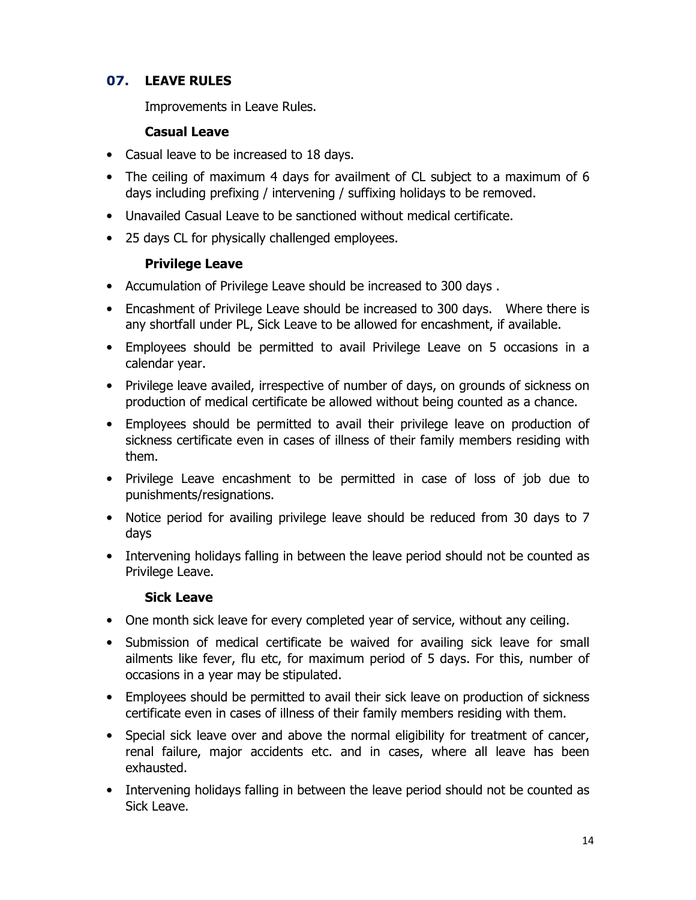## 07. LEAVE RULES

Improvements in Leave Rules.

### Casual Leave

- Casual leave to be increased to 18 days.
- The ceiling of maximum 4 days for availment of CL subject to a maximum of 6 days including prefixing / intervening / suffixing holidays to be removed.
- Unavailed Casual Leave to be sanctioned without medical certificate.
- 25 days CL for physically challenged employees.

### Privilege Leave

- Accumulation of Privilege Leave should be increased to 300 days .
- Encashment of Privilege Leave should be increased to 300 days. Where there is any shortfall under PL, Sick Leave to be allowed for encashment, if available.
- Employees should be permitted to avail Privilege Leave on 5 occasions in a calendar year.
- Privilege leave availed, irrespective of number of days, on grounds of sickness on production of medical certificate be allowed without being counted as a chance.
- Employees should be permitted to avail their privilege leave on production of sickness certificate even in cases of illness of their family members residing with them.
- Privilege Leave encashment to be permitted in case of loss of job due to punishments/resignations.
- Notice period for availing privilege leave should be reduced from 30 days to 7 days
- Intervening holidays falling in between the leave period should not be counted as Privilege Leave.

### Sick Leave

- One month sick leave for every completed year of service, without any ceiling.
- Submission of medical certificate be waived for availing sick leave for small ailments like fever, flu etc, for maximum period of 5 days. For this, number of occasions in a year may be stipulated.
- Employees should be permitted to avail their sick leave on production of sickness certificate even in cases of illness of their family members residing with them.
- Special sick leave over and above the normal eligibility for treatment of cancer, renal failure, major accidents etc. and in cases, where all leave has been exhausted.
- Intervening holidays falling in between the leave period should not be counted as Sick Leave.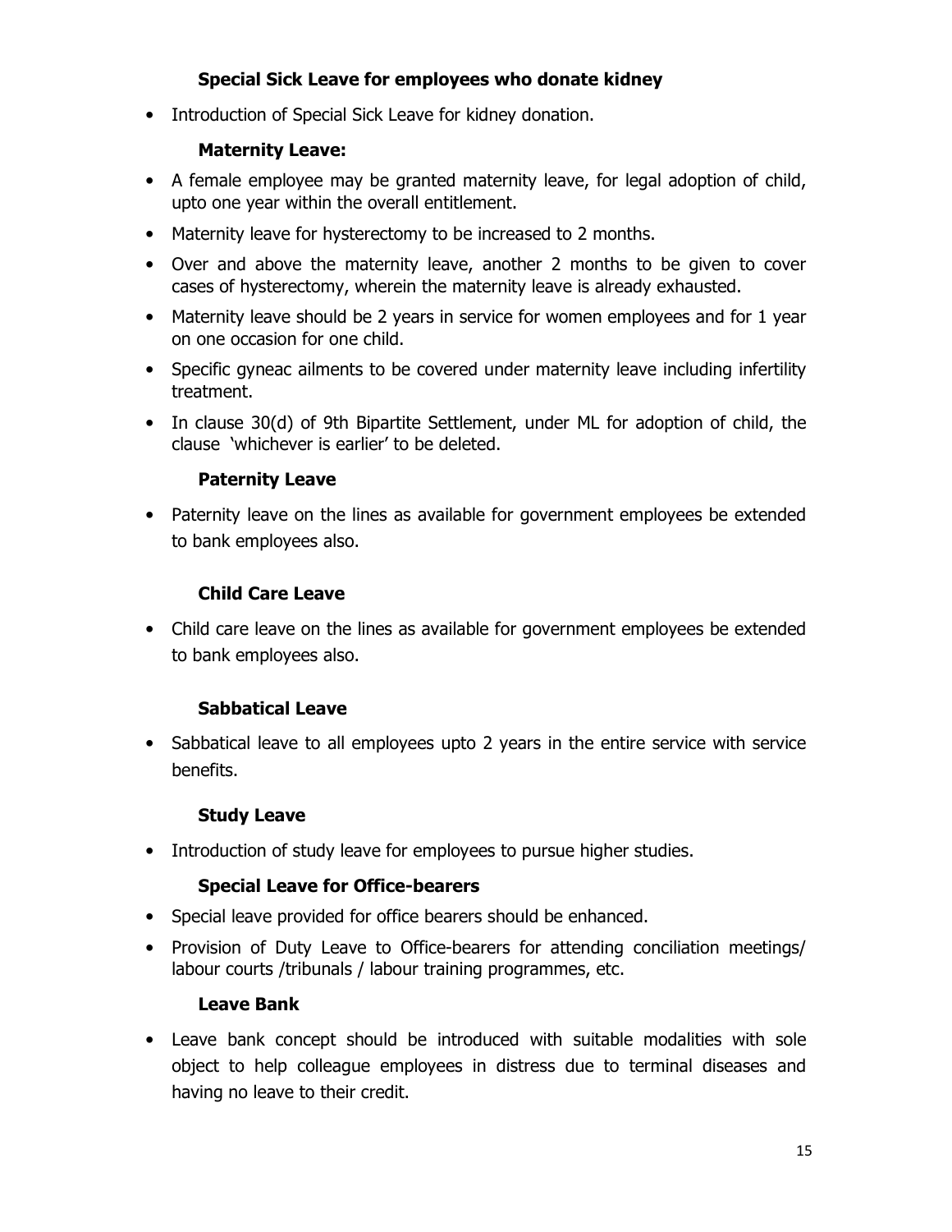### Special Sick Leave for employees who donate kidney

- Introduction of Special Sick Leave for kidney donation.

### Maternity Leave:

- A female employee may be granted maternity leave, for legal adoption of child, upto one year within the overall entitlement.
- Maternity leave for hysterectomy to be increased to 2 months.
- Over and above the maternity leave, another 2 months to be given to cover cases of hysterectomy, wherein the maternity leave is already exhausted.
- Maternity leave should be 2 years in service for women employees and for 1 year on one occasion for one child.
- Specific gyneac ailments to be covered under maternity leave including infertility treatment.
- In clause 30(d) of 9th Bipartite Settlement, under ML for adoption of child, the clause 'whichever is earlier' to be deleted.

### Paternity Leave

- Paternity leave on the lines as available for government employees be extended to bank employees also.

### Child Care Leave

- Child care leave on the lines as available for government employees be extended to bank employees also.

### Sabbatical Leave

- Sabbatical leave to all employees upto 2 years in the entire service with service benefits.

### Study Leave

- Introduction of study leave for employees to pursue higher studies.

### Special Leave for Office-bearers

- Special leave provided for office bearers should be enhanced.
- Provision of Duty Leave to Office-bearers for attending conciliation meetings/ labour courts /tribunals / labour training programmes, etc.

### Leave Bank

- Leave bank concept should be introduced with suitable modalities with sole object to help colleague employees in distress due to terminal diseases and having no leave to their credit.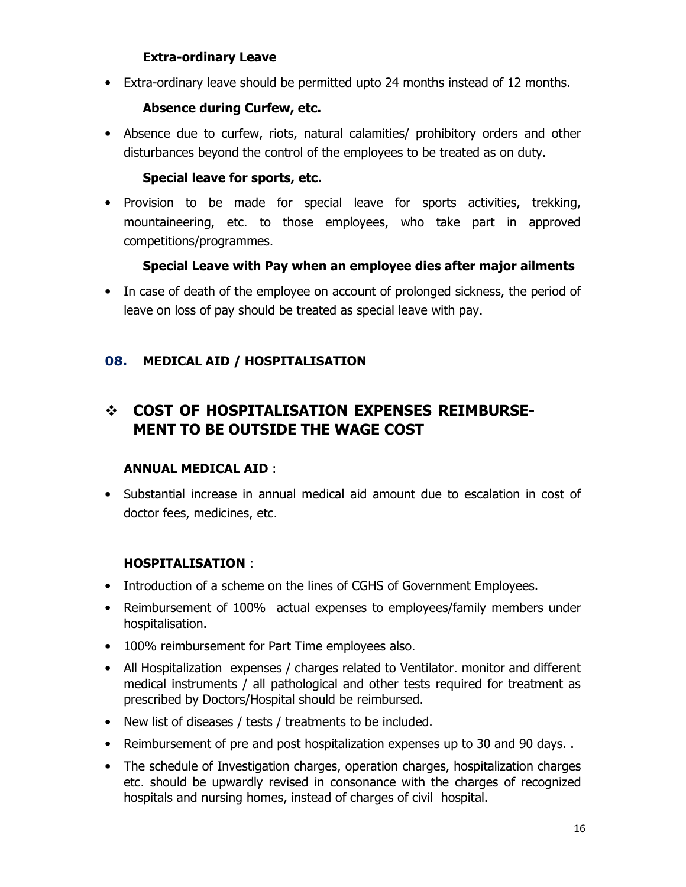### Extra-ordinary Leave

- Extra-ordinary leave should be permitted upto 24 months instead of 12 months.

### Absence during Curfew, etc.

- Absence due to curfew, riots, natural calamities/ prohibitory orders and other disturbances beyond the control of the employees to be treated as on duty.

### Special leave for sports, etc.

- Provision to be made for special leave for sports activities, trekking, mountaineering, etc. to those employees, who take part in approved competitions/programmes.

### Special Leave with Pay when an employee dies after major ailments

- In case of death of the employee on account of prolonged sickness, the period of leave on loss of pay should be treated as special leave with pay.

## 08. MEDICAL AID / HOSPITALISATION

## ❖ COST OF HOSPITALISATION EXPENSES REIMBURSE-MENT TO BE OUTSIDE THE WAGE COST

**ANNUAL MEDICAL AID** :

- Substantial increase in annual medical aid amount due to escalation in cost of doctor fees, medicines, etc.

**HOSPITALISATION** :

- Introduction of a scheme on the lines of CGHS of Government Employees.
- Reimbursement of 100% actual expenses to employees/family members under hospitalisation.
- 100% reimbursement for Part Time employees also.
- All Hospitalization expenses / charges related to Ventilator. monitor and different medical instruments / all pathological and other tests required for treatment as prescribed by Doctors/Hospital should be reimbursed.
- New list of diseases / tests / treatments to be included.
- Reimbursement of pre and post hospitalization expenses up to 30 and 90 days. .
- The schedule of Investigation charges, operation charges, hospitalization charges etc. should be upwardly revised in consonance with the charges of recognized hospitals and nursing homes, instead of charges of civil hospital.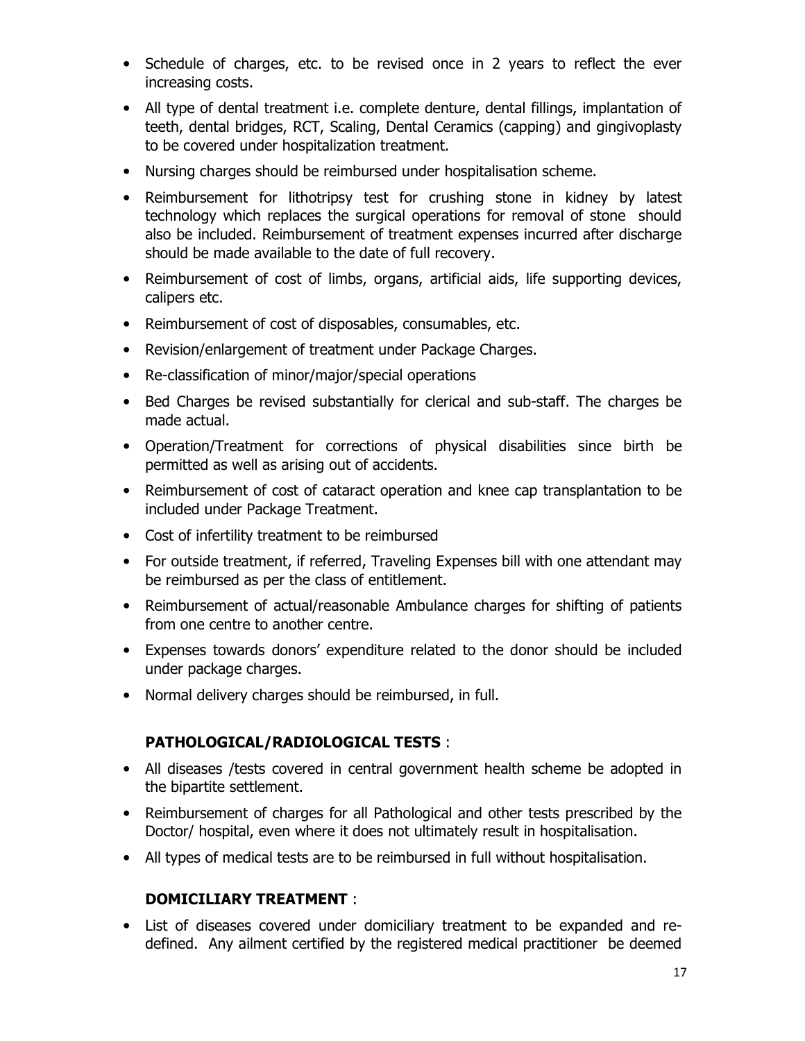- Schedule of charges, etc. to be revised once in 2 years to reflect the ever increasing costs.
- All type of dental treatment i.e. complete denture, dental fillings, implantation of teeth, dental bridges, RCT, Scaling, Dental Ceramics (capping) and gingivoplasty to be covered under hospitalization treatment.
- Nursing charges should be reimbursed under hospitalisation scheme.
- Reimbursement for lithotripsy test for crushing stone in kidney by latest technology which replaces the surgical operations for removal of stone should also be included. Reimbursement of treatment expenses incurred after discharge should be made available to the date of full recovery.
- Reimbursement of cost of limbs, organs, artificial aids, life supporting devices, calipers etc.
- Reimbursement of cost of disposables, consumables, etc.
- Revision/enlargement of treatment under Package Charges.
- Re-classification of minor/major/special operations
- Bed Charges be revised substantially for clerical and sub-staff. The charges be made actual.
- Operation/Treatment for corrections of physical disabilities since birth be permitted as well as arising out of accidents.
- Reimbursement of cost of cataract operation and knee cap transplantation to be included under Package Treatment.
- Cost of infertility treatment to be reimbursed
- For outside treatment, if referred, Traveling Expenses bill with one attendant may be reimbursed as per the class of entitlement.
- Reimbursement of actual/reasonable Ambulance charges for shifting of patients from one centre to another centre.
- Expenses towards donors' expenditure related to the donor should be included under package charges.
- Normal delivery charges should be reimbursed, in full.

**PATHOLOGICAL/RADIOLOGICAL TESTS** :

- All diseases /tests covered in central government health scheme be adopted in the bipartite settlement.
- Reimbursement of charges for all Pathological and other tests prescribed by the Doctor/ hospital, even where it does not ultimately result in hospitalisation.
- All types of medical tests are to be reimbursed in full without hospitalisation.

**DOMICILIARY TREATMENT** :

- List of diseases covered under domiciliary treatment to be expanded and re-defined. Any ailment certified by the registered medical practitioner be deemed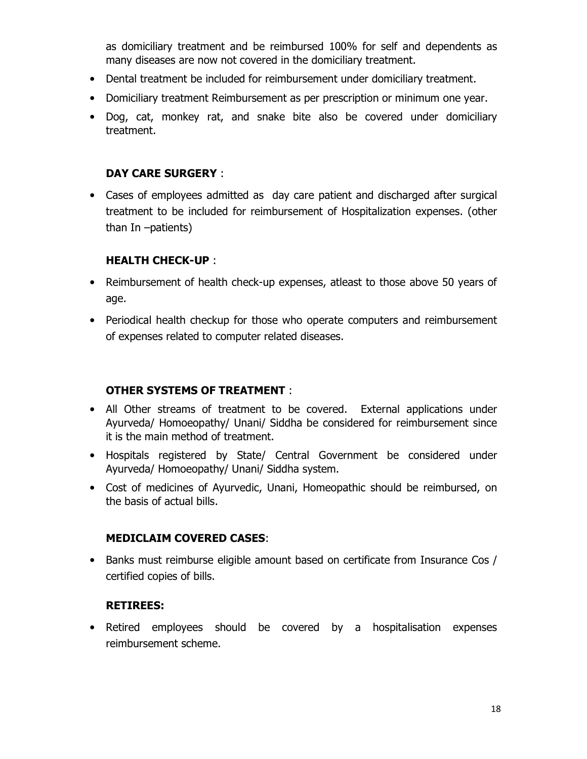as domiciliary treatment and be reimbursed 100% for self and dependents as many diseases are now not covered in the domiciliary treatment.

- Dental treatment be included for reimbursement under domiciliary treatment.
- Domiciliary treatment Reimbursement as per prescription or minimum one year.
- Dog, cat, monkey rat, and snake bite also be covered under domiciliary treatment.

**DAY CARE SURGERY** :

- Cases of employees admitted as day care patient and discharged after surgical treatment to be included for reimbursement of Hospitalization expenses. (other than In –patients)

**HEALTH CHECK-UP** :

- Reimbursement of health check-up expenses, atleast to those above 50 years of age.
- Periodical health checkup for those who operate computers and reimbursement of expenses related to computer related diseases.

**OTHER SYSTEMS OF TREATMENT** :

- All Other streams of treatment to be covered. External applications under Ayurveda/ Homoeopathy/ Unani/ Siddha be considered for reimbursement since it is the main method of treatment.
- Hospitals registered by State/ Central Government be considered under Ayurveda/ Homoeopathy/ Unani/ Siddha system.
- Cost of medicines of Ayurvedic, Unani, Homeopathic should be reimbursed, on the basis of actual bills.

**MEDICLAIM COVERED CASES**:

- Banks must reimburse eligible amount based on certificate from Insurance Cos / certified copies of bills.

**RETIREES:**

- Retired employees should be covered by a hospitalisation expenses reimbursement scheme.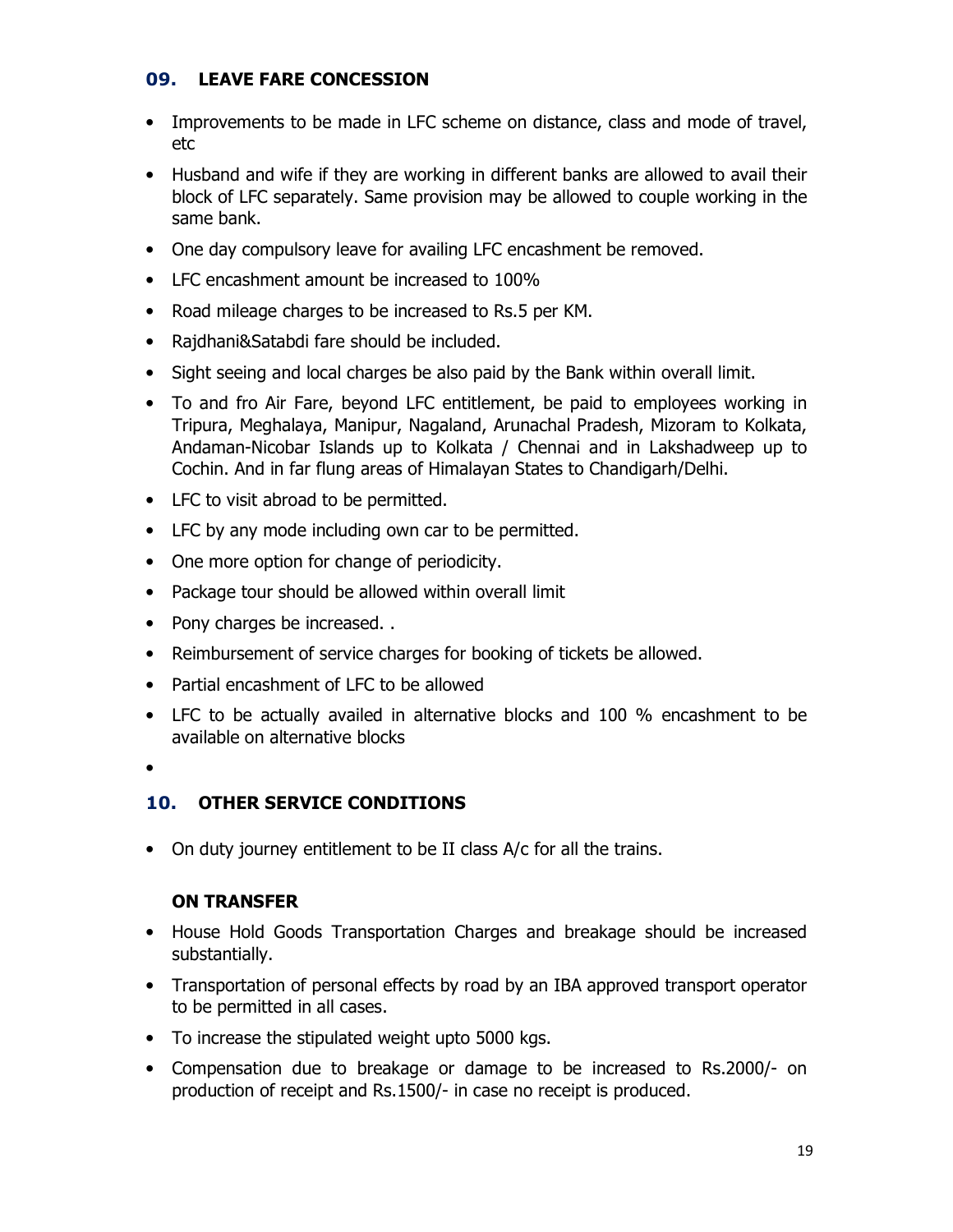## 09. LEAVE FARE CONCESSION

- Improvements to be made in LFC scheme on distance, class and mode of travel, etc
- Husband and wife if they are working in different banks are allowed to avail their block of LFC separately. Same provision may be allowed to couple working in the same bank.
- One day compulsory leave for availing LFC encashment be removed.
- LFC encashment amount be increased to 100%
- Road mileage charges to be increased to Rs.5 per KM.
- Rajdhani&Satabdi fare should be included.
- Sight seeing and local charges be also paid by the Bank within overall limit.
- To and fro Air Fare, beyond LFC entitlement, be paid to employees working in Tripura, Meghalaya, Manipur, Nagaland, Arunachal Pradesh, Mizoram to Kolkata, Andaman-Nicobar Islands up to Kolkata / Chennai and in Lakshadweep up to Cochin. And in far flung areas of Himalayan States to Chandigarh/Delhi.
- LFC to visit abroad to be permitted.
- LFC by any mode including own car to be permitted.
- One more option for change of periodicity.
- Package tour should be allowed within overall limit
- Pony charges be increased. .
- Reimbursement of service charges for booking of tickets be allowed.
- Partial encashment of LFC to be allowed
- LFC to be actually availed in alternative blocks and 100 % encashment to be available on alternative blocks

## 10. OTHER SERVICE CONDITIONS

- On duty journey entitlement to be II class A/c for all the trains.

**ON TRANSFER**

- House Hold Goods Transportation Charges and breakage should be increased substantially.
- Transportation of personal effects by road by an IBA approved transport operator to be permitted in all cases.
- To increase the stipulated weight upto 5000 kgs.
- Compensation due to breakage or damage to be increased to Rs.2000/- on production of receipt and Rs.1500/- in case no receipt is produced.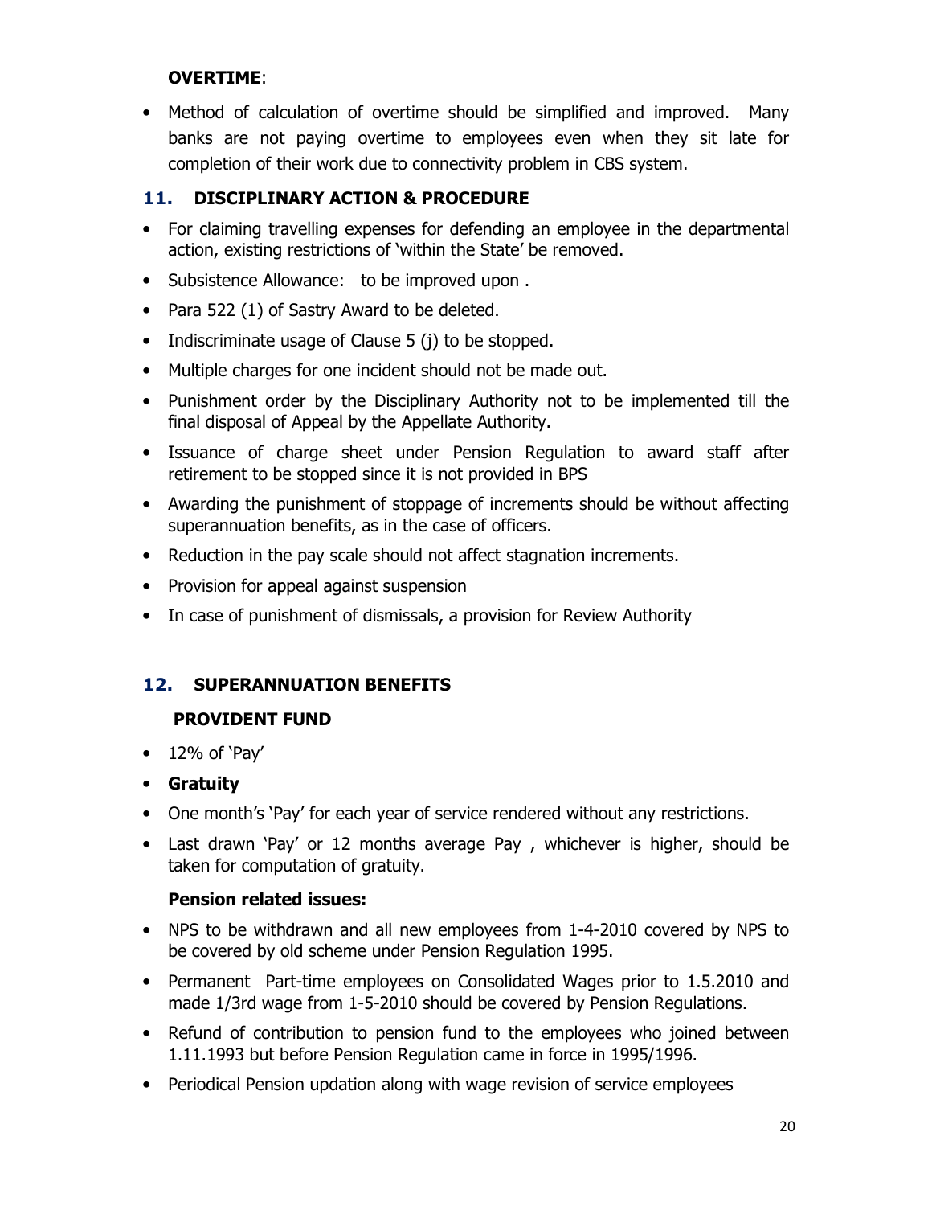**OVERTIME**:

- Method of calculation of overtime should be simplified and improved. Many banks are not paying overtime to employees even when they sit late for completion of their work due to connectivity problem in CBS system.

## 11. DISCIPLINARY ACTION & PROCEDURE

- For claiming travelling expenses for defending an employee in the departmental action, existing restrictions of 'within the State' be removed.
- Subsistence Allowance: to be improved upon .
- Para 522 (1) of Sastry Award to be deleted.
- Indiscriminate usage of Clause 5 (j) to be stopped.
- Multiple charges for one incident should not be made out.
- Punishment order by the Disciplinary Authority not to be implemented till the final disposal of Appeal by the Appellate Authority.
- Issuance of charge sheet under Pension Regulation to award staff after retirement to be stopped since it is not provided in BPS
- Awarding the punishment of stoppage of increments should be without affecting superannuation benefits, as in the case of officers.
- Reduction in the pay scale should not affect stagnation increments.
- Provision for appeal against suspension
- In case of punishment of dismissals, a provision for Review Authority

## 12. SUPERANNUATION BENEFITS

**PROVIDENT FUND**

- 12% of 'Pay'
- **Gratuity**
- One month's 'Pay' for each year of service rendered without any restrictions.
- Last drawn 'Pay' or 12 months average Pay , whichever is higher, should be taken for computation of gratuity.

**Pension related issues:**

- NPS to be withdrawn and all new employees from 1-4-2010 covered by NPS to be covered by old scheme under Pension Regulation 1995.
- Permanent Part-time employees on Consolidated Wages prior to 1.5.2010 and made 1/3rd wage from 1-5-2010 should be covered by Pension Regulations.
- Refund of contribution to pension fund to the employees who joined between 1.11.1993 but before Pension Regulation came in force in 1995/1996.
- Periodical Pension updation along with wage revision of service employees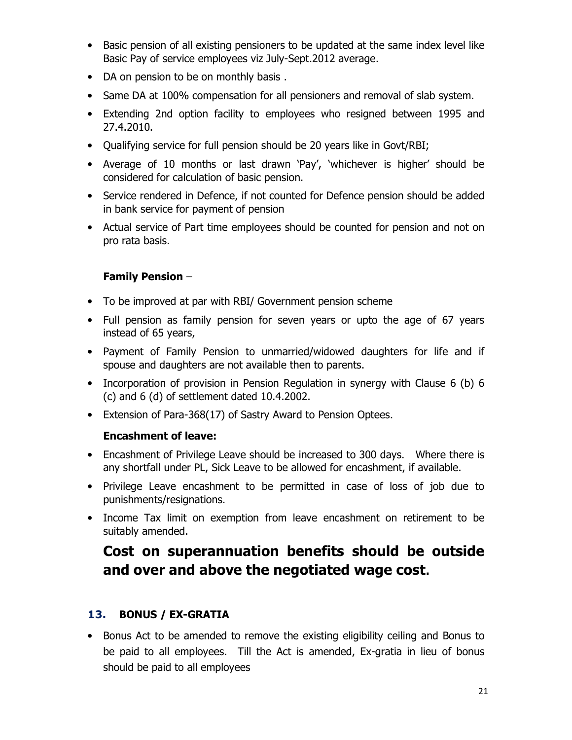- Basic pension of all existing pensioners to be updated at the same index level like Basic Pay of service employees viz July-Sept.2012 average.
- DA on pension to be on monthly basis .
- Same DA at 100% compensation for all pensioners and removal of slab system.
- Extending 2nd option facility to employees who resigned between 1995 and 27.4.2010.
- Qualifying service for full pension should be 20 years like in Govt/RBI;
- Average of 10 months or last drawn 'Pay', 'whichever is higher' should be considered for calculation of basic pension.
- Service rendered in Defence, if not counted for Defence pension should be added in bank service for payment of pension
- Actual service of Part time employees should be counted for pension and not on pro rata basis.

**Family Pension** –

- To be improved at par with RBI/ Government pension scheme
- Full pension as family pension for seven years or upto the age of 67 years instead of 65 years,
- Payment of Family Pension to unmarried/widowed daughters for life and if spouse and daughters are not available then to parents.
- Incorporation of provision in Pension Regulation in synergy with Clause 6 (b) 6 (c) and 6 (d) of settlement dated 10.4.2002.
- Extension of Para-368(17) of Sastry Award to Pension Optees.

**Encashment of leave:**

- Encashment of Privilege Leave should be increased to 300 days. Where there is any shortfall under PL, Sick Leave to be allowed for encashment, if available.
- Privilege Leave encashment to be permitted in case of loss of job due to punishments/resignations.
- Income Tax limit on exemption from leave encashment on retirement to be suitably amended.

## Cost on superannuation benefits should be outside and over and above the negotiated wage cost.

## 13. BONUS / EX-GRATIA

- Bonus Act to be amended to remove the existing eligibility ceiling and Bonus to be paid to all employees. Till the Act is amended, Ex-gratia in lieu of bonus should be paid to all employees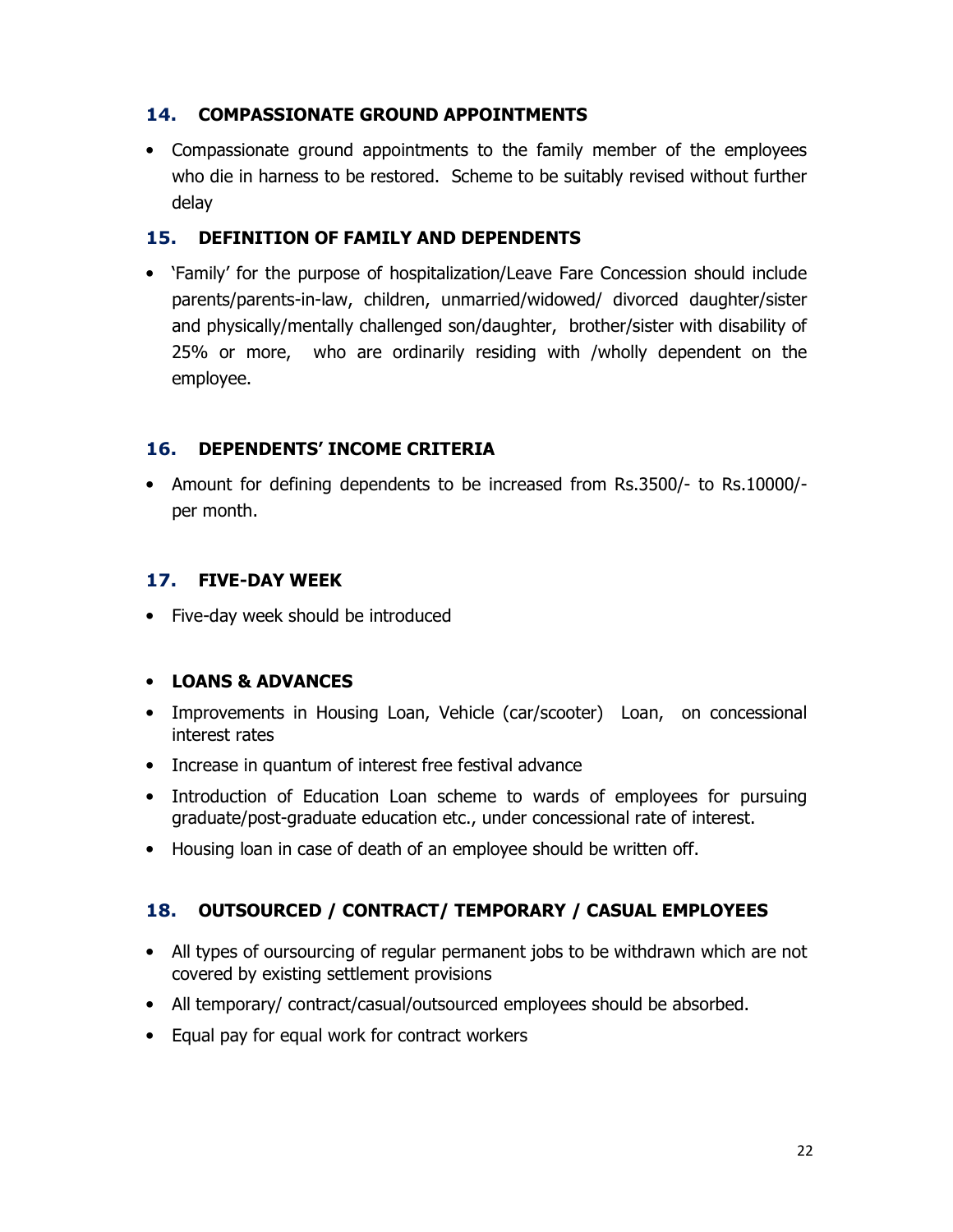## 14. COMPASSIONATE GROUND APPOINTMENTS

- Compassionate ground appointments to the family member of the employees who die in harness to be restored. Scheme to be suitably revised without further delay

## 15. DEFINITION OF FAMILY AND DEPENDENTS

- 'Family' for the purpose of hospitalization/Leave Fare Concession should include parents/parents-in-law, children, unmarried/widowed/ divorced daughter/sister and physically/mentally challenged son/daughter, brother/sister with disability of 25% or more, who are ordinarily residing with /wholly dependent on the employee.

## 16. DEPENDENTS' INCOME CRITERIA

- Amount for defining dependents to be increased from Rs.3500/- to Rs.10000/- per month.

## 17. FIVE-DAY WEEK

- Five-day week should be introduced

- **LOANS & ADVANCES**
- Improvements in Housing Loan, Vehicle (car/scooter) Loan, on concessional interest rates
- Increase in quantum of interest free festival advance
- Introduction of Education Loan scheme to wards of employees for pursuing graduate/post-graduate education etc., under concessional rate of interest.
- Housing loan in case of death of an employee should be written off.

## 18. OUTSOURCED / CONTRACT/ TEMPORARY / CASUAL EMPLOYEES

- All types of oursourcing of regular permanent jobs to be withdrawn which are not covered by existing settlement provisions
- All temporary/ contract/casual/outsourced employees should be absorbed.
- Equal pay for equal work for contract workers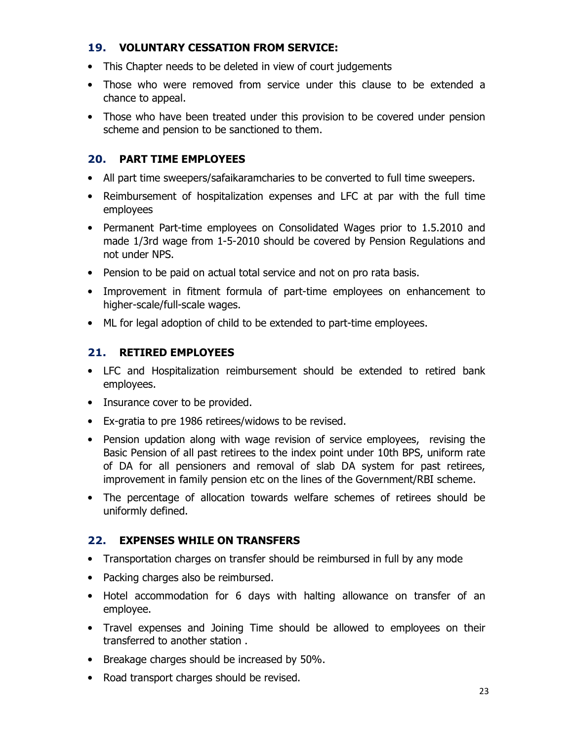## 19. VOLUNTARY CESSATION FROM SERVICE:

- This Chapter needs to be deleted in view of court judgements
- Those who were removed from service under this clause to be extended a chance to appeal.
- Those who have been treated under this provision to be covered under pension scheme and pension to be sanctioned to them.

## 20. PART TIME EMPLOYEES

- All part time sweepers/safaikaramcharies to be converted to full time sweepers.
- Reimbursement of hospitalization expenses and LFC at par with the full time employees
- Permanent Part-time employees on Consolidated Wages prior to 1.5.2010 and made 1/3rd wage from 1-5-2010 should be covered by Pension Regulations and not under NPS.
- Pension to be paid on actual total service and not on pro rata basis.
- Improvement in fitment formula of part-time employees on enhancement to higher-scale/full-scale wages.
- ML for legal adoption of child to be extended to part-time employees.

## 21. RETIRED EMPLOYEES

- LFC and Hospitalization reimbursement should be extended to retired bank employees.
- Insurance cover to be provided.
- Ex-gratia to pre 1986 retirees/widows to be revised.
- Pension updation along with wage revision of service employees, revising the Basic Pension of all past retirees to the index point under 10th BPS, uniform rate of DA for all pensioners and removal of slab DA system for past retirees, improvement in family pension etc on the lines of the Government/RBI scheme.
- The percentage of allocation towards welfare schemes of retirees should be uniformly defined.

## 22. EXPENSES WHILE ON TRANSFERS

- Transportation charges on transfer should be reimbursed in full by any mode
- Packing charges also be reimbursed.
- Hotel accommodation for 6 days with halting allowance on transfer of an employee.
- Travel expenses and Joining Time should be allowed to employees on their transferred to another station .
- Breakage charges should be increased by 50%.
- Road transport charges should be revised.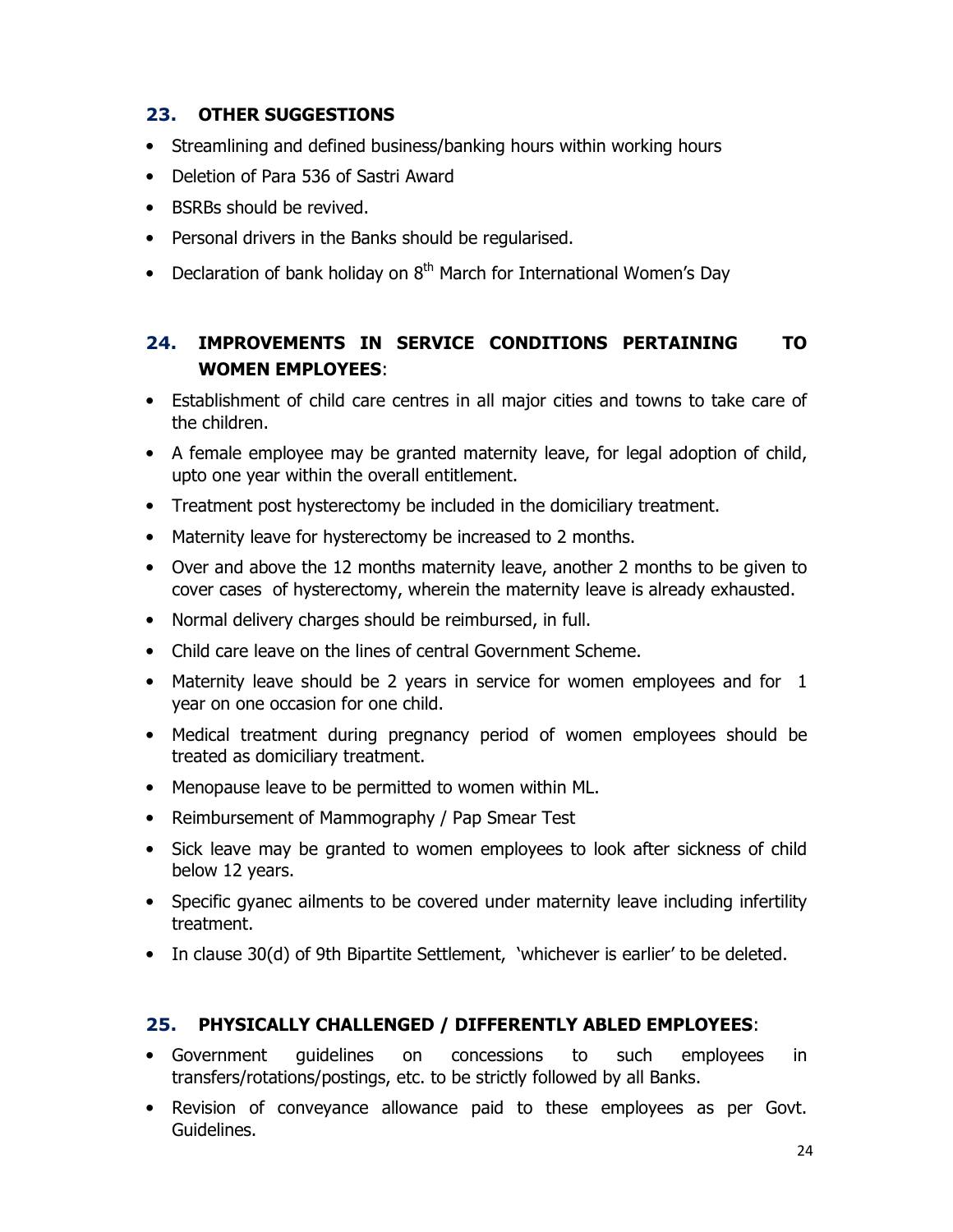## 23. OTHER SUGGESTIONS

- Streamlining and defined business/banking hours within working hours
- Deletion of Para 536 of Sastri Award
- BSRBs should be revived.
- Personal drivers in the Banks should be regularised.
- Declaration of bank holiday on 8th March for International Women's Day

## 24. IMPROVEMENTS IN SERVICE CONDITIONS PERTAINING TO WOMEN EMPLOYEES:

- Establishment of child care centres in all major cities and towns to take care of the children.
- A female employee may be granted maternity leave, for legal adoption of child, upto one year within the overall entitlement.
- Treatment post hysterectomy be included in the domiciliary treatment.
- Maternity leave for hysterectomy be increased to 2 months.
- Over and above the 12 months maternity leave, another 2 months to be given to cover cases of hysterectomy, wherein the maternity leave is already exhausted.
- Normal delivery charges should be reimbursed, in full.
- Child care leave on the lines of central Government Scheme.
- Maternity leave should be 2 years in service for women employees and for 1 year on one occasion for one child.
- Medical treatment during pregnancy period of women employees should be treated as domiciliary treatment.
- Menopause leave to be permitted to women within ML.
- Reimbursement of Mammography / Pap Smear Test
- Sick leave may be granted to women employees to look after sickness of child below 12 years.
- Specific gyanec ailments to be covered under maternity leave including infertility treatment.
- In clause 30(d) of 9th Bipartite Settlement, 'whichever is earlier' to be deleted.

## 25. PHYSICALLY CHALLENGED / DIFFERENTLY ABLED EMPLOYEES:

- Government guidelines on concessions to such employees in transfers/rotations/postings, etc. to be strictly followed by all Banks.
- Revision of conveyance allowance paid to these employees as per Govt. Guidelines.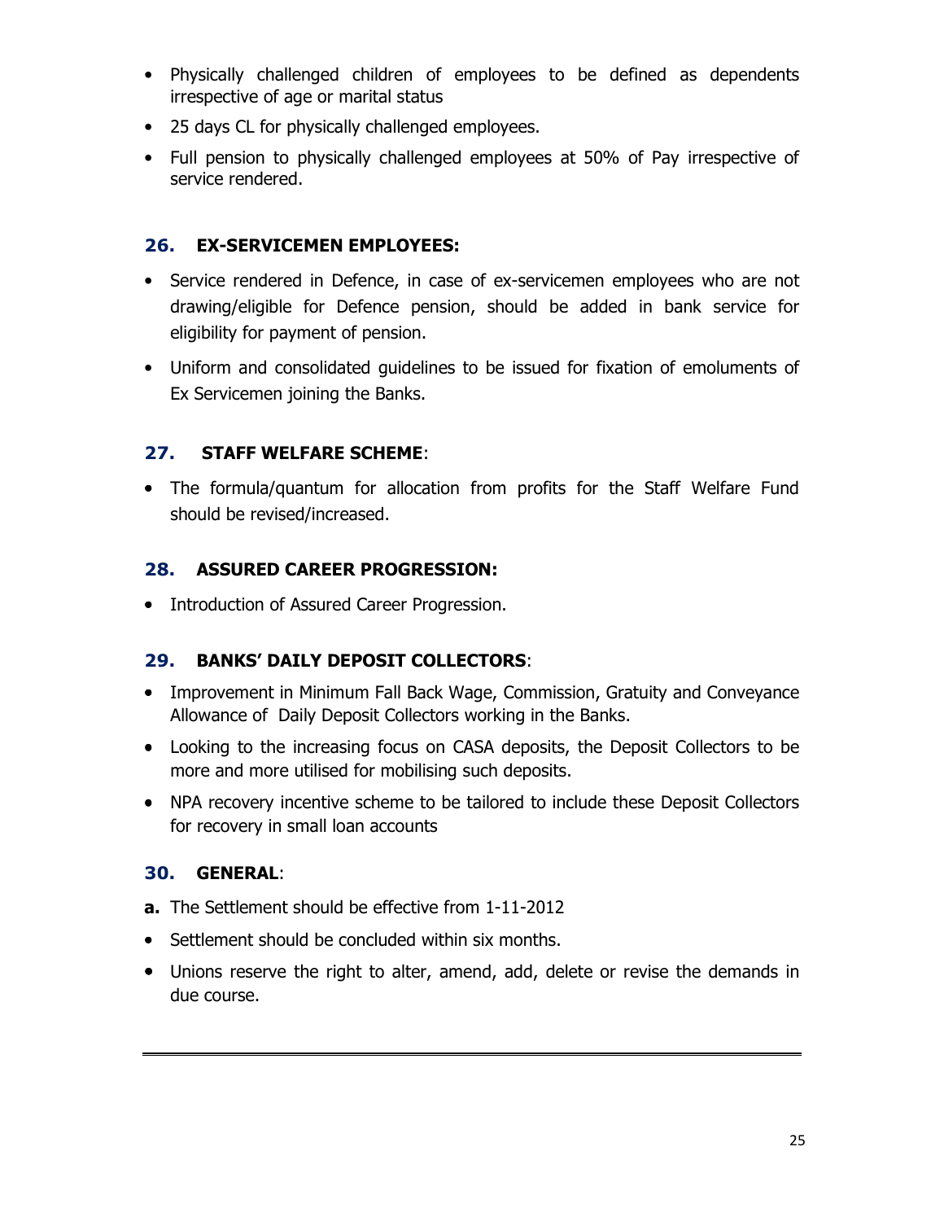- Physically challenged children of employees to be defined as dependents irrespective of age or marital status
- 25 days CL for physically challenged employees.
- Full pension to physically challenged employees at 50% of Pay irrespective of service rendered.

## 26. EX-SERVICEMEN EMPLOYEES:

- Service rendered in Defence, in case of ex-servicemen employees who are not drawing/eligible for Defence pension, should be added in bank service for eligibility for payment of pension.
- Uniform and consolidated guidelines to be issued for fixation of emoluments of Ex Servicemen joining the Banks.

## 27. STAFF WELFARE SCHEME:

- The formula/quantum for allocation from profits for the Staff Welfare Fund should be revised/increased.

## 28. ASSURED CAREER PROGRESSION:

- Introduction of Assured Career Progression.

## 29. BANKS' DAILY DEPOSIT COLLECTORS:

- Improvement in Minimum Fall Back Wage, Commission, Gratuity and Conveyance Allowance of Daily Deposit Collectors working in the Banks.
- Looking to the increasing focus on CASA deposits, the Deposit Collectors to be more and more utilised for mobilising such deposits.
- NPA recovery incentive scheme to be tailored to include these Deposit Collectors for recovery in small loan accounts

## 30. GENERAL:

**a.** The Settlement should be effective from 1-11-2012

- Settlement should be concluded within six months.
- Unions reserve the right to alter, amend, add, delete or revise the demands in due course.